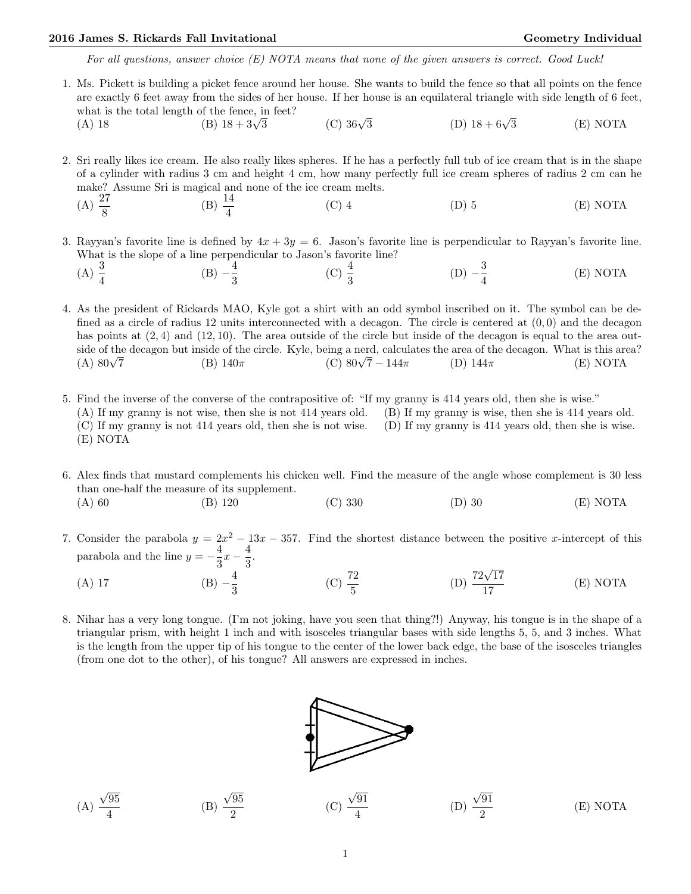*For all questions, answer choice (E) NOTA means that none of the given answers is correct. Good Luck!*

1. Ms. Pickett is building a picket fence around her house. She wants to build the fence so that all points on the fence are exactly 6 feet away from the sides of her house. If her house is an equilateral triangle with side length of 6 feet, what is the total length of the fence, in feet?
   (A) 18 (B) $18 + 3\sqrt{3}$ (C) $36\sqrt{3}$ (D) $18 + 6\sqrt{3}$ (E) NOTA

2. Sri really likes ice cream. He also really likes spheres. If he has a perfectly full tub of ice cream that is in the shape of a cylinder with radius 3 cm and height 4 cm, how many perfectly full ice cream spheres of radius 2 cm can he make? Assume Sri is magical and none of the ice cream melts.
   (A) $\frac{27}{8}$ (B) $\frac{14}{4}$ (C) 4 (D) 5 (E) NOTA

3. Rayyan's favorite line is defined by $4x + 3y = 6$. Jason's favorite line is perpendicular to Rayyan's favorite line. What is the slope of a line perpendicular to Jason's favorite line?
   (A) $\frac{3}{4}$ (B) $-\frac{4}{3}$ (C) $\frac{4}{3}$ (D) $-\frac{3}{4}$ (E) NOTA

4. As the president of Rickards MAO, Kyle got a shirt with an odd symbol inscribed on it. The symbol can be defined as a circle of radius 12 units interconnected with a decagon. The circle is centered at $(0, 0)$ and the decagon has points at $(2, 4)$ and $(12, 10)$. The area outside of the circle but inside of the decagon is equal to the area outside of the decagon but inside of the circle. Kyle, being a nerd, calculates the area of the decagon. What is this area?
   (A) $80\sqrt{7}$ (B) $140\pi$ (C) $80\sqrt{7} - 144\pi$ (D) $144\pi$ (E) NOTA

5. Find the inverse of the converse of the contrapositive of: "If my granny is 414 years old, then she is wise."
   (A) If my granny is not wise, then she is not 414 years old. (B) If my granny is wise, then she is 414 years old.
   (C) If my granny is not 414 years old, then she is not wise. (D) If my granny is 414 years old, then she is wise.
   (E) NOTA

6. Alex finds that mustard complements his chicken well. Find the measure of the angle whose complement is 30 less than one-half the measure of its supplement.
   (A) 60 (B) 120 (C) 330 (D) 30 (E) NOTA

7. Consider the parabola $y = 2x^2 - 13x - 357$. Find the shortest distance between the positive $x$-intercept of this parabola and the line $y = -\frac{4}{3}x - \frac{4}{3}$.
   (A) 17 (B) $-\frac{4}{3}$ (C) $\frac{72}{5}$ (D) $\frac{72\sqrt{17}}{17}$ (E) NOTA

8. Nihar has a very long tongue. (I'm not joking, have you seen that thing?!) Anyway, his tongue is in the shape of a triangular prism, with height 1 inch and with isosceles triangular bases with side lengths 5, 5, and 3 inches. What is the length from the upper tip of his tongue to the center of the lower back edge, the base of the isosceles triangles (from one dot to the other), of his tongue? All answers are expressed in inches.

   (A) $\frac{\sqrt{95}}{4}$ (B) $\frac{\sqrt{95}}{2}$ (C) $\frac{\sqrt{91}}{4}$ (D) $\frac{\sqrt{91}}{2}$ (E) NOTA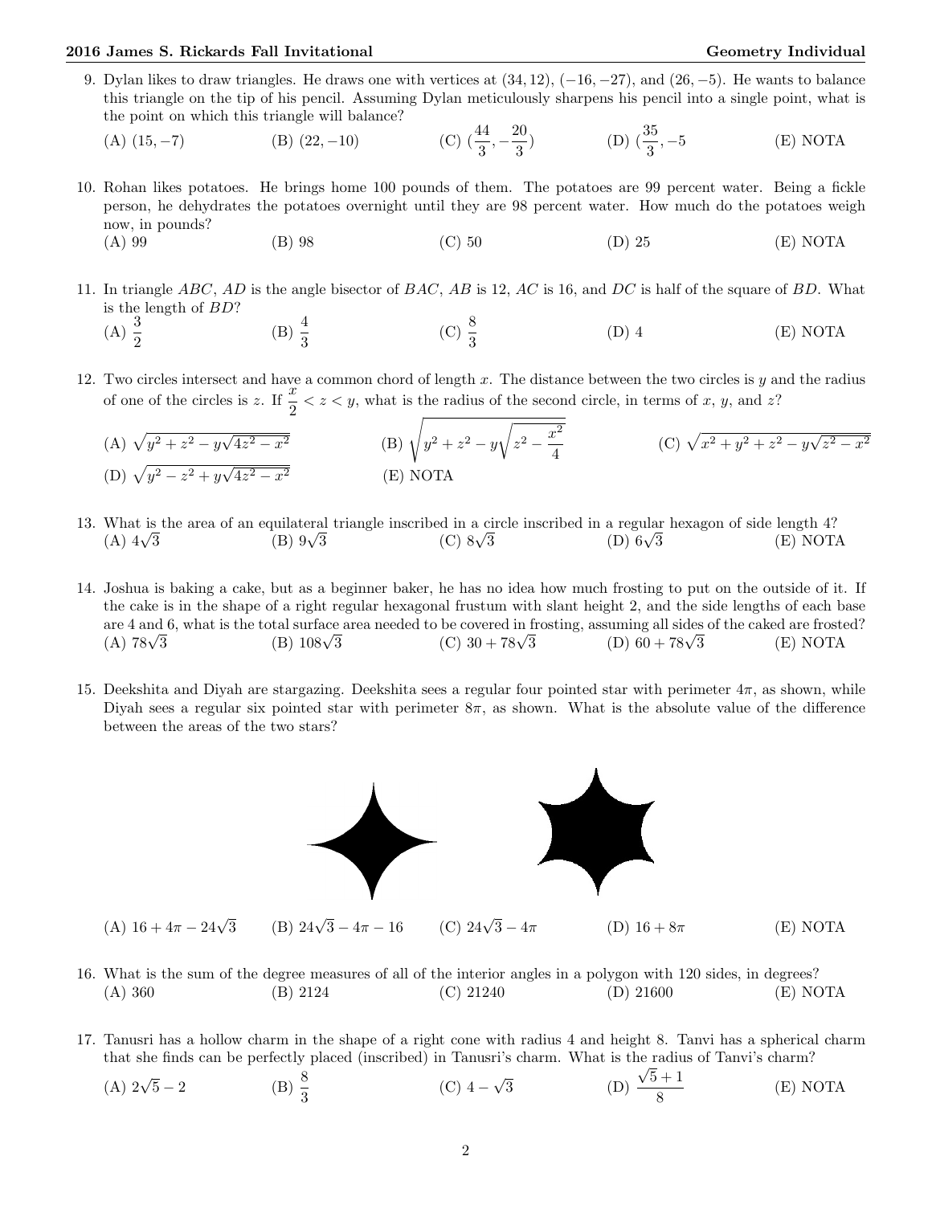9. Dylan likes to draw triangles. He draws one with vertices at $(34, 12)$, $(-16, -27)$, and $(26, -5)$. He wants to balance this triangle on the tip of his pencil. Assuming Dylan meticulously sharpens his pencil into a single point, what is the point on which this triangle will balance?

   (A) $(15, -7)$ (B) $(22, -10)$ (C) $(\frac{44}{3}, -\frac{20}{3})$ (D) $(\frac{35}{3}, -5$ (E) NOTA

10. Rohan likes potatoes. He brings home 100 pounds of them. The potatoes are 99 percent water. Being a fickle person, he dehydrates the potatoes overnight until they are 98 percent water. How much do the potatoes weigh now, in pounds?

    (A) 99 (B) 98 (C) 50 (D) 25 (E) NOTA

11. In triangle $ABC$, $AD$ is the angle bisector of $BAC$, $AB$ is 12, $AC$ is 16, and $DC$ is half of the square of $BD$. What is the length of $BD$?

    (A) $\frac{3}{2}$ (B) $\frac{4}{3}$ (C) $\frac{8}{3}$ (D) 4 (E) NOTA

12. Two circles intersect and have a common chord of length $x$. The distance between the two circles is $y$ and the radius of one of the circles is $z$. If $\frac{x}{2} < z < y$, what is the radius of the second circle, in terms of $x$, $y$, and $z$?

    (A) $\sqrt{y^2 + z^2 - y\sqrt{4z^2 - x^2}}$ (B) $\sqrt{y^2 + z^2 - y\sqrt{z^2 - \frac{x^2}{4}}}$ (C) $\sqrt{x^2 + y^2 + z^2 - y\sqrt{z^2 - x^2}}$

    (D) $\sqrt{y^2 - z^2 + y\sqrt{4z^2 - x^2}}$ (E) NOTA

13. What is the area of an equilateral triangle inscribed in a circle inscribed in a regular hexagon of side length 4?

    (A) $4\sqrt{3}$ (B) $9\sqrt{3}$ (C) $8\sqrt{3}$ (D) $6\sqrt{3}$ (E) NOTA

14. Joshua is baking a cake, but as a beginner baker, he has no idea how much frosting to put on the outside of it. If the cake is in the shape of a right regular hexagonal frustum with slant height 2, and the side lengths of each base are 4 and 6, what is the total surface area needed to be covered in frosting, assuming all sides of the caked are frosted?

    (A) $78\sqrt{3}$ (B) $108\sqrt{3}$ (C) $30 + 78\sqrt{3}$ (D) $60 + 78\sqrt{3}$ (E) NOTA

15. Deekshita and Diyah are stargazing. Deekshita sees a regular four pointed star with perimeter $4\pi$, as shown, while Diyah sees a regular six pointed star with perimeter $8\pi$, as shown. What is the absolute value of the difference between the areas of the two stars?

    (A) $16 + 4\pi - 24\sqrt{3}$ (B) $24\sqrt{3} - 4\pi - 16$ (C) $24\sqrt{3} - 4\pi$ (D) $16 + 8\pi$ (E) NOTA

16. What is the sum of the degree measures of all of the interior angles in a polygon with 120 sides, in degrees?

    (A) 360 (B) 2124 (C) 21240 (D) 21600 (E) NOTA

17. Tanusri has a hollow charm in the shape of a right cone with radius 4 and height 8. Tanvi has a spherical charm that she finds can be perfectly placed (inscribed) in Tanusri's charm. What is the radius of Tanvi's charm?

    (A) $2\sqrt{5} - 2$ (B) $\frac{8}{3}$ (C) $4 - \sqrt{3}$ (D) $\frac{\sqrt{5}+1}{8}$ (E) NOTA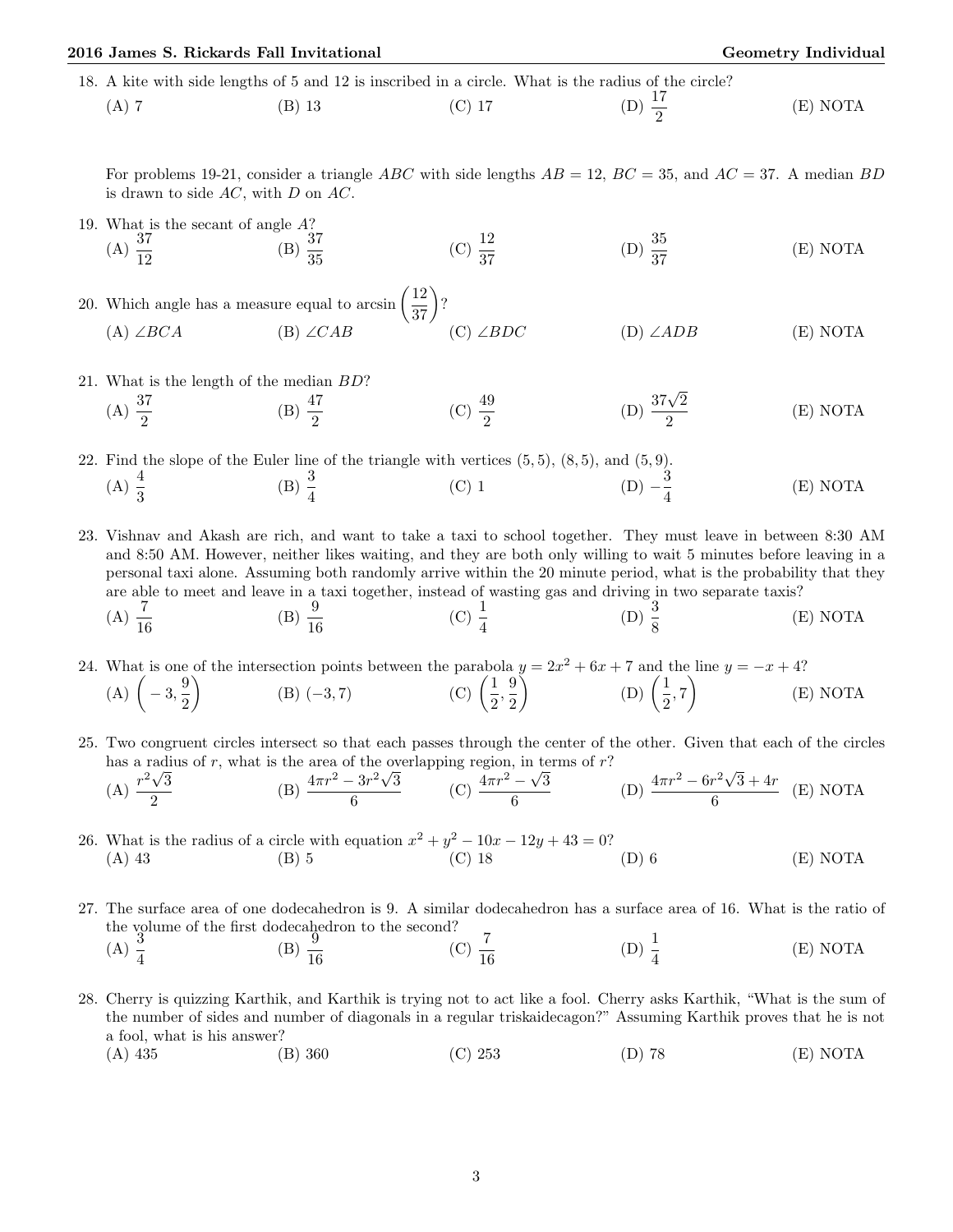18. A kite with side lengths of 5 and 12 is inscribed in a circle. What is the radius of the circle?
(A) 7 (B) 13 (C) 17 (D) $\frac{17}{2}$ (E) NOTA

For problems 19-21, consider a triangle $ABC$ with side lengths $AB = 12$, $BC = 35$, and $AC = 37$. A median $BD$ is drawn to side $AC$, with $D$ on $AC$.

19. What is the secant of angle $A$?
(A) $\frac{37}{12}$ (B) $\frac{37}{35}$ (C) $\frac{12}{37}$ (D) $\frac{35}{37}$ (E) NOTA

20. Which angle has a measure equal to $\arcsin\left(\frac{12}{37}\right)$?
(A) $\angle BCA$ (B) $\angle CAB$ (C) $\angle BDC$ (D) $\angle ADB$ (E) NOTA

21. What is the length of the median $BD$?
(A) $\frac{37}{2}$ (B) $\frac{47}{2}$ (C) $\frac{49}{2}$ (D) $\frac{37\sqrt{2}}{2}$ (E) NOTA

22. Find the slope of the Euler line of the triangle with vertices $(5, 5)$, $(8, 5)$, and $(5, 9)$.
(A) $\frac{4}{3}$ (B) $\frac{3}{4}$ (C) 1 (D) $-\frac{3}{4}$ (E) NOTA

23. Vishnav and Akash are rich, and want to take a taxi to school together. They must leave in between 8:30 AM and 8:50 AM. However, neither likes waiting, and they are both only willing to wait 5 minutes before leaving in a personal taxi alone. Assuming both randomly arrive within the 20 minute period, what is the probability that they are able to meet and leave in a taxi together, instead of wasting gas and driving in two separate taxis?
(A) $\frac{7}{16}$ (B) $\frac{9}{16}$ (C) $\frac{1}{4}$ (D) $\frac{3}{8}$ (E) NOTA

24. What is one of the intersection points between the parabola $y = 2x^2 + 6x + 7$ and the line $y = -x + 4$?
(A) $\left(-3, \frac{9}{2}\right)$ (B) $(-3, 7)$ (C) $\left(\frac{1}{2}, \frac{9}{2}\right)$ (D) $\left(\frac{1}{2}, 7\right)$ (E) NOTA

25. Two congruent circles intersect so that each passes through the center of the other. Given that each of the circles has a radius of $r$, what is the area of the overlapping region, in terms of $r$?
(A) $\frac{r^2\sqrt{3}}{2}$ (B) $\frac{4\pi r^2 - 3r^2\sqrt{3}}{6}$ (C) $\frac{4\pi r^2 - \sqrt{3}}{6}$ (D) $\frac{4\pi r^2 - 6r^2\sqrt{3} + 4r}{6}$ (E) NOTA

26. What is the radius of a circle with equation $x^2 + y^2 - 10x - 12y + 43 = 0$?
(A) 43 (B) 5 (C) 18 (D) 6 (E) NOTA

27. The surface area of one dodecahedron is 9. A similar dodecahedron has a surface area of 16. What is the ratio of the volume of the first dodecahedron to the second?
(A) $\frac{3}{4}$ (B) $\frac{9}{16}$ (C) $\frac{7}{16}$ (D) $\frac{1}{4}$ (E) NOTA

28. Cherry is quizzing Karthik, and Karthik is trying not to act like a fool. Cherry asks Karthik, "What is the sum of the number of sides and number of diagonals in a regular triskaidecagon?" Assuming Karthik proves that he is not a fool, what is his answer?
(A) 435 (B) 360 (C) 253 (D) 78 (E) NOTA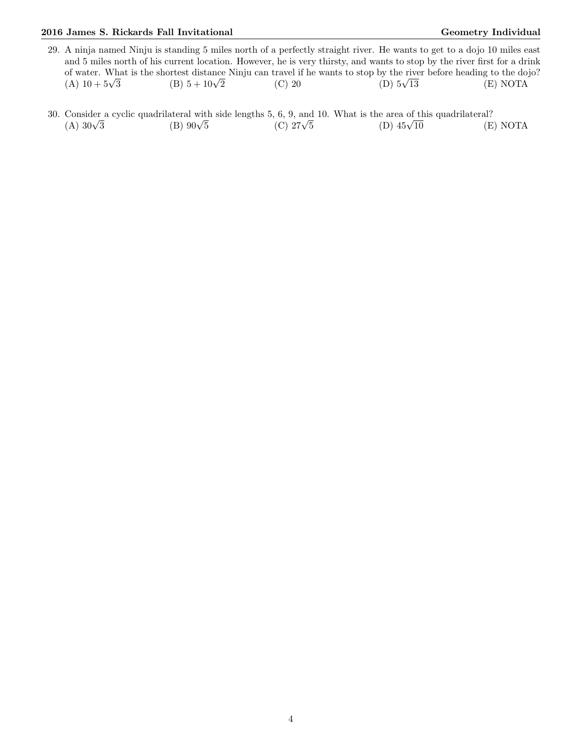29. A ninja named Ninju is standing 5 miles north of a perfectly straight river. He wants to get to a dojo 10 miles east and 5 miles north of his current location. However, he is very thirsty, and wants to stop by the river first for a drink of water. What is the shortest distance Ninju can travel if he wants to stop by the river before heading to the dojo?
(A) $10 + 5\sqrt{3}$ (B) $5 + 10\sqrt{2}$ (C) 20 (D) $5\sqrt{13}$ (E) NOTA

30. Consider a cyclic quadrilateral with side lengths 5, 6, 9, and 10. What is the area of this quadrilateral?
(A) $30\sqrt{3}$ (B) $90\sqrt{5}$ (C) $27\sqrt{5}$ (D) $45\sqrt{10}$ (E) NOTA